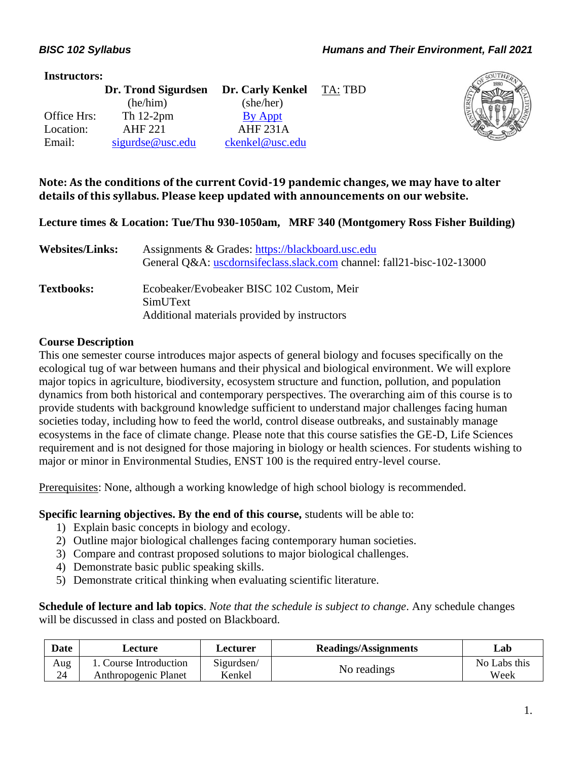**BISC 102 Syllabus** — **Humans and Their Environment, Fall 2021**

**Instructors:**

| | Dr. Trond Sigurdsen | Dr. Carly Kenkel | TA: TBD |
|---|---|---|---|
| | (he/him) | (she/her) | |
| Office Hrs: | Th 12-2pm | By Appt | |
| Location: | AHF 221 | AHF 231A | |
| Email: | sigurdse@usc.edu | ckenkel@usc.edu | |

**Note: As the conditions of the current Covid-19 pandemic changes, we may have to alter details of this syllabus. Please keep updated with announcements on our website.**

**Lecture times & Location: Tue/Thu 930-1050am, MRF 340 (Montgomery Ross Fisher Building)**

**Websites/Links:** Assignments & Grades: https://blackboard.usc.edu
General Q&A: uscdornsifeclass.slack.com channel: fall21-bisc-102-13000

**Textbooks:** Ecobeaker/Evobeaker BISC 102 Custom, Meir
SimUText
Additional materials provided by instructors

**Course Description**

This one semester course introduces major aspects of general biology and focuses specifically on the ecological tug of war between humans and their physical and biological environment. We will explore major topics in agriculture, biodiversity, ecosystem structure and function, pollution, and population dynamics from both historical and contemporary perspectives. The overarching aim of this course is to provide students with background knowledge sufficient to understand major challenges facing human societies today, including how to feed the world, control disease outbreaks, and sustainably manage ecosystems in the face of climate change. Please note that this course satisfies the GE-D, Life Sciences requirement and is not designed for those majoring in biology or health sciences. For students wishing to major or minor in Environmental Studies, ENST 100 is the required entry-level course.

Prerequisites: None, although a working knowledge of high school biology is recommended.

**Specific learning objectives. By the end of this course,** students will be able to:

1) Explain basic concepts in biology and ecology.
2) Outline major biological challenges facing contemporary human societies.
3) Compare and contrast proposed solutions to major biological challenges.
4) Demonstrate basic public speaking skills.
5) Demonstrate critical thinking when evaluating scientific literature.

**Schedule of lecture and lab topics**. *Note that the schedule is subject to change*. Any schedule changes will be discussed in class and posted on Blackboard.

| Date | Lecture | Lecturer | Readings/Assignments | Lab |
|---|---|---|---|---|
| Aug 24 | 1. Course Introduction Anthropogenic Planet | Sigurdsen/ Kenkel | No readings | No Labs this Week |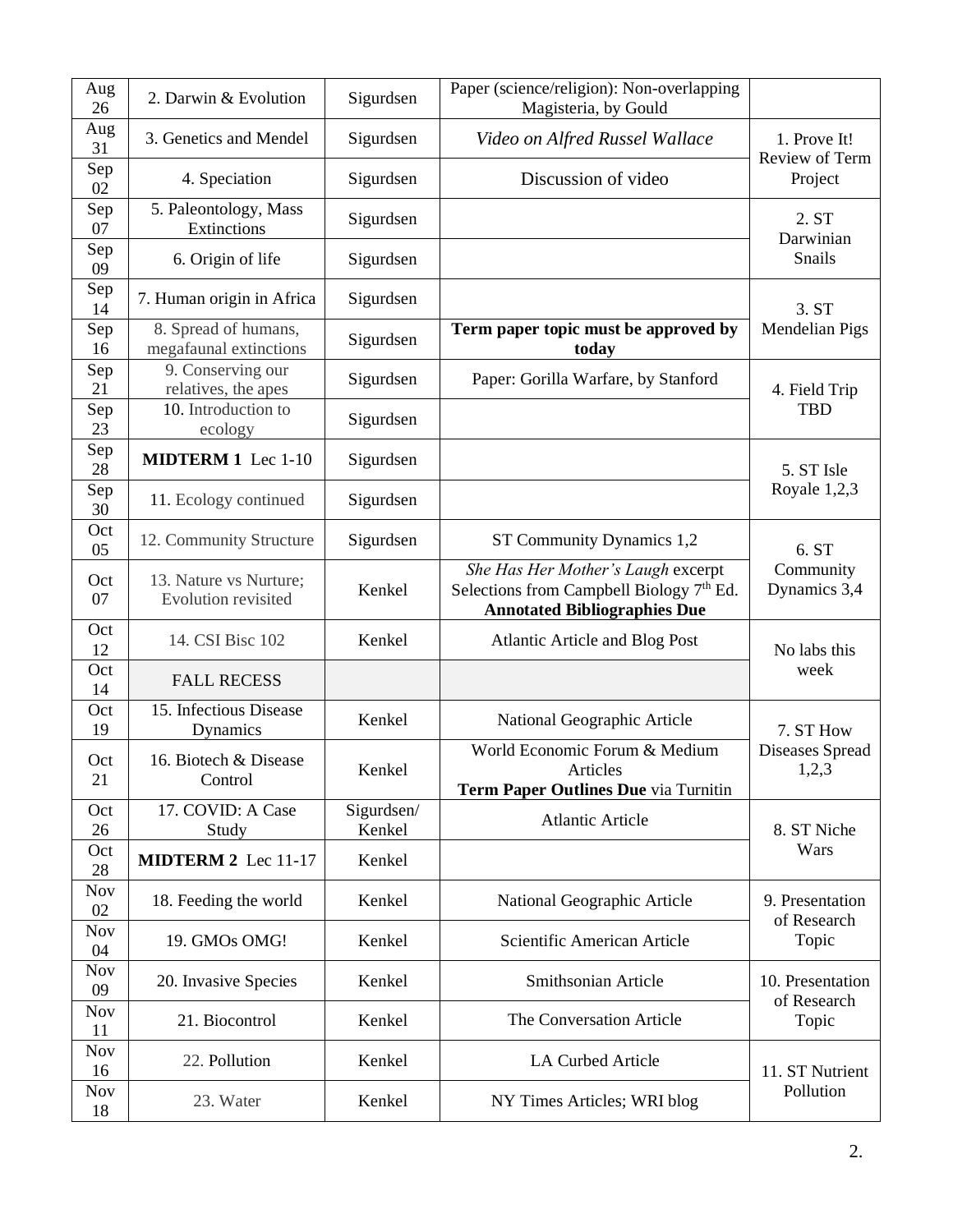| | | | | |
|---|---|---|---|---|
| Aug 26 | 2. Darwin & Evolution | Sigurdsen | Paper (science/religion): Non-overlapping Magisteria, by Gould | |
| Aug 31 | 3. Genetics and Mendel | Sigurdsen | *Video on Alfred Russel Wallace* | 1. Prove It! Review of Term Project |
| Sep 02 | 4. Speciation | Sigurdsen | Discussion of video | |
| Sep 07 | 5. Paleontology, Mass Extinctions | Sigurdsen | | 2. ST Darwinian Snails |
| Sep 09 | 6. Origin of life | Sigurdsen | | |
| Sep 14 | 7. Human origin in Africa | Sigurdsen | | 3. ST Mendelian Pigs |
| Sep 16 | 8. Spread of humans, megafaunal extinctions | Sigurdsen | **Term paper topic must be approved by today** | |
| Sep 21 | 9. Conserving our relatives, the apes | Sigurdsen | Paper: Gorilla Warfare, by Stanford | 4. Field Trip TBD |
| Sep 23 | 10. Introduction to ecology | Sigurdsen | | |
| Sep 28 | **MIDTERM 1** Lec 1-10 | Sigurdsen | | 5. ST Isle Royale 1,2,3 |
| Sep 30 | 11. Ecology continued | Sigurdsen | | |
| Oct 05 | 12. Community Structure | Sigurdsen | ST Community Dynamics 1,2 | 6. ST Community Dynamics 3,4 |
| Oct 07 | 13. Nature vs Nurture; Evolution revisited | Kenkel | *She Has Her Mother's Laugh* excerpt Selections from Campbell Biology 7th Ed. **Annotated Bibliographies Due** | |
| Oct 12 | 14. CSI Bisc 102 | Kenkel | Atlantic Article and Blog Post | No labs this week |
| Oct 14 | FALL RECESS | | | |
| Oct 19 | 15. Infectious Disease Dynamics | Kenkel | National Geographic Article | 7. ST How Diseases Spread 1,2,3 |
| Oct 21 | 16. Biotech & Disease Control | Kenkel | World Economic Forum & Medium Articles **Term Paper Outlines Due** via Turnitin | |
| Oct 26 | 17. COVID: A Case Study | Sigurdsen/ Kenkel | Atlantic Article | 8. ST Niche Wars |
| Oct 28 | **MIDTERM 2** Lec 11-17 | Kenkel | | |
| Nov 02 | 18. Feeding the world | Kenkel | National Geographic Article | 9. Presentation of Research Topic |
| Nov 04 | 19. GMOs OMG! | Kenkel | Scientific American Article | |
| Nov 09 | 20. Invasive Species | Kenkel | Smithsonian Article | 10. Presentation of Research Topic |
| Nov 11 | 21. Biocontrol | Kenkel | The Conversation Article | |
| Nov 16 | 22. Pollution | Kenkel | LA Curbed Article | 11. ST Nutrient Pollution |
| Nov 18 | 23. Water | Kenkel | NY Times Articles; WRI blog | |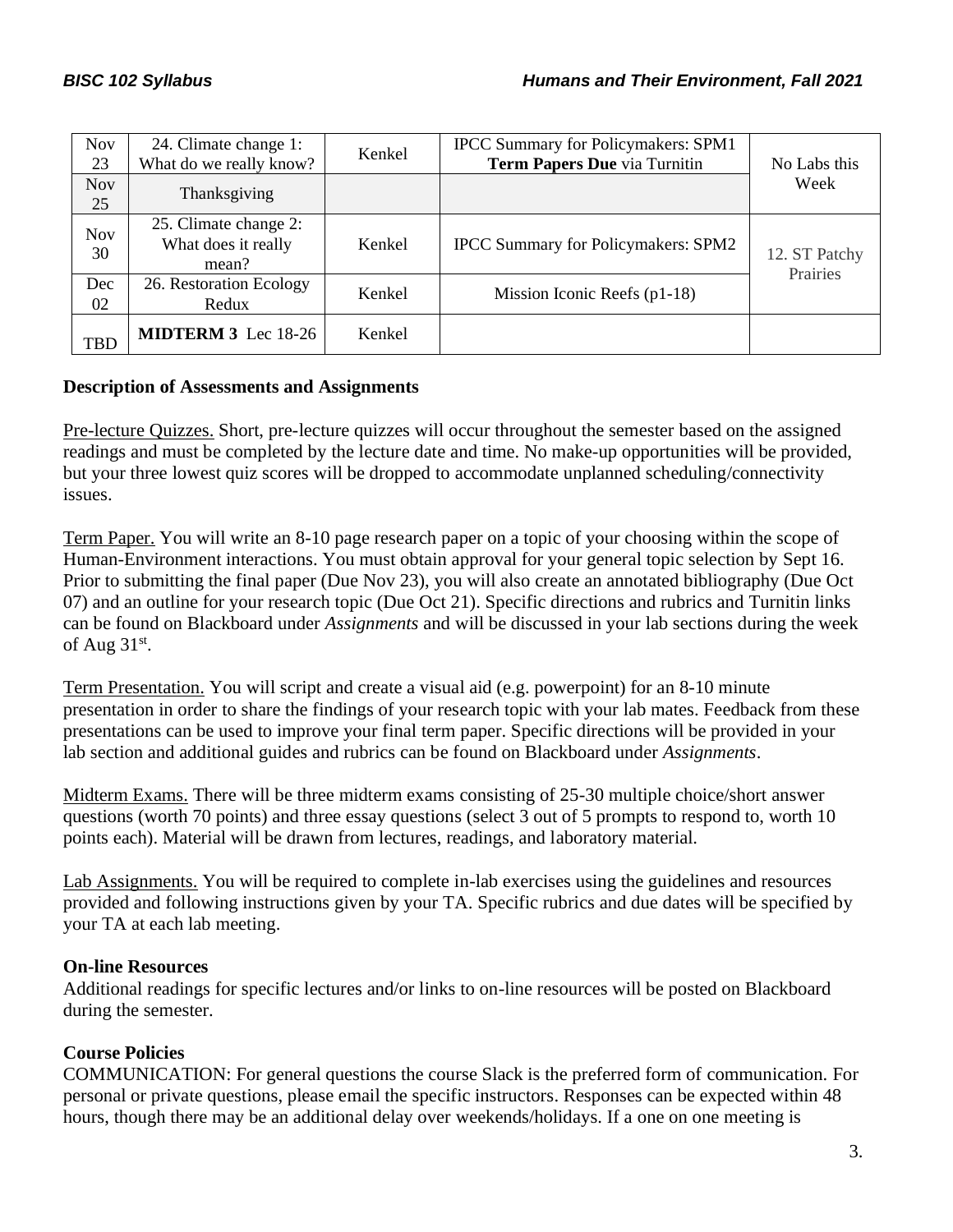| Nov 23 | 24. Climate change 1: What do we really know? | Kenkel | IPCC Summary for Policymakers: SPM1 **Term Papers Due** via Turnitin | No Labs this Week |
|---|---|---|---|---|
| Nov 25 | Thanksgiving | | | |
| Nov 30 | 25. Climate change 2: What does it really mean? | Kenkel | IPCC Summary for Policymakers: SPM2 | 12. ST Patchy Prairies |
| Dec 02 | 26. Restoration Ecology Redux | Kenkel | Mission Iconic Reefs (p1-18) | |
| TBD | **MIDTERM 3** Lec 18-26 | Kenkel | | |

**Description of Assessments and Assignments**

Pre-lecture Quizzes. Short, pre-lecture quizzes will occur throughout the semester based on the assigned readings and must be completed by the lecture date and time. No make-up opportunities will be provided, but your three lowest quiz scores will be dropped to accommodate unplanned scheduling/connectivity issues.

Term Paper. You will write an 8-10 page research paper on a topic of your choosing within the scope of Human-Environment interactions. You must obtain approval for your general topic selection by Sept 16. Prior to submitting the final paper (Due Nov 23), you will also create an annotated bibliography (Due Oct 07) and an outline for your research topic (Due Oct 21). Specific directions and rubrics and Turnitin links can be found on Blackboard under *Assignments* and will be discussed in your lab sections during the week of Aug 31st.

Term Presentation. You will script and create a visual aid (e.g. powerpoint) for an 8-10 minute presentation in order to share the findings of your research topic with your lab mates. Feedback from these presentations can be used to improve your final term paper. Specific directions will be provided in your lab section and additional guides and rubrics can be found on Blackboard under *Assignments*.

Midterm Exams. There will be three midterm exams consisting of 25-30 multiple choice/short answer questions (worth 70 points) and three essay questions (select 3 out of 5 prompts to respond to, worth 10 points each). Material will be drawn from lectures, readings, and laboratory material.

Lab Assignments. You will be required to complete in-lab exercises using the guidelines and resources provided and following instructions given by your TA. Specific rubrics and due dates will be specified by your TA at each lab meeting.

**On-line Resources**

Additional readings for specific lectures and/or links to on-line resources will be posted on Blackboard during the semester.

**Course Policies**

COMMUNICATION: For general questions the course Slack is the preferred form of communication. For personal or private questions, please email the specific instructors. Responses can be expected within 48 hours, though there may be an additional delay over weekends/holidays. If a one on one meeting is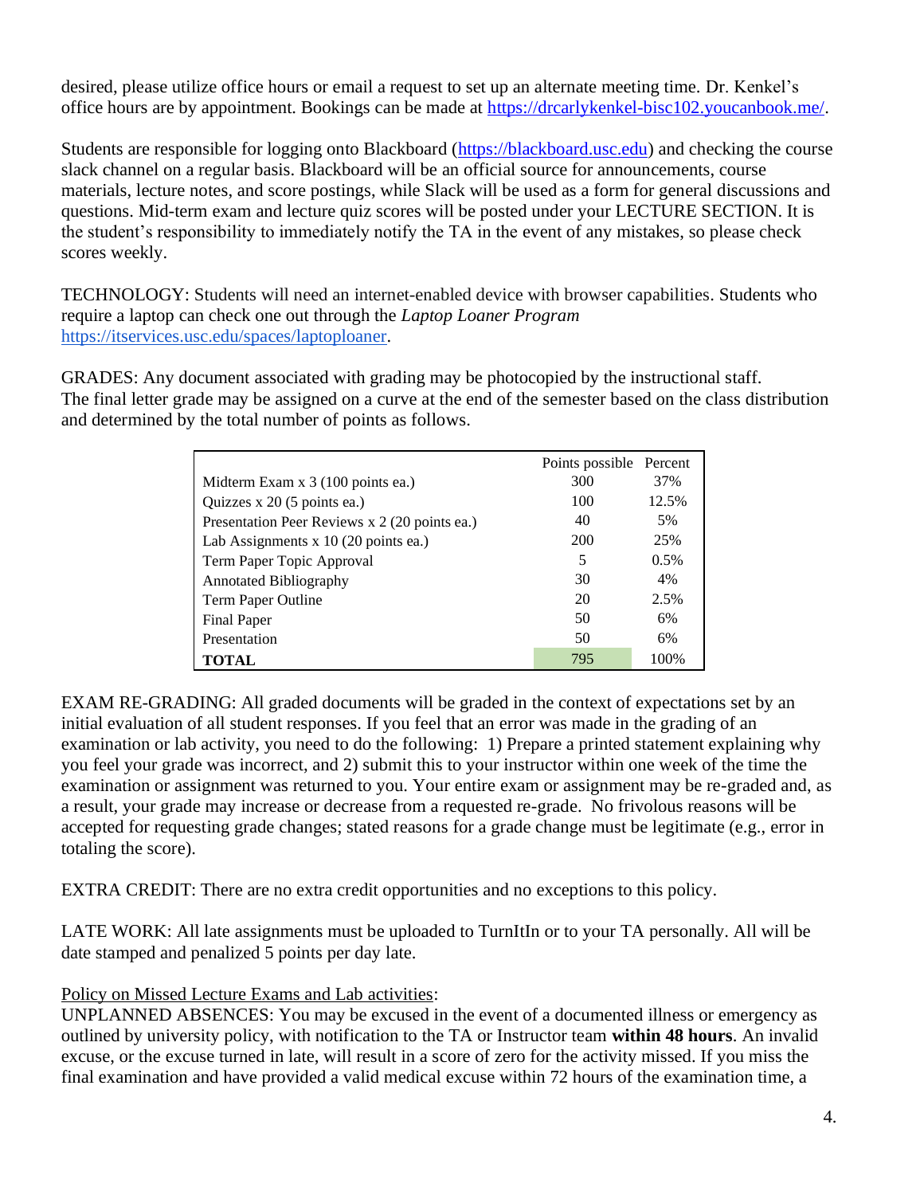desired, please utilize office hours or email a request to set up an alternate meeting time. Dr. Kenkel's office hours are by appointment. Bookings can be made at https://drcarlykenkel-bisc102.youcanbook.me/.

Students are responsible for logging onto Blackboard (https://blackboard.usc.edu) and checking the course slack channel on a regular basis. Blackboard will be an official source for announcements, course materials, lecture notes, and score postings, while Slack will be used as a form for general discussions and questions. Mid-term exam and lecture quiz scores will be posted under your LECTURE SECTION. It is the student's responsibility to immediately notify the TA in the event of any mistakes, so please check scores weekly.

TECHNOLOGY: Students will need an internet-enabled device with browser capabilities. Students who require a laptop can check one out through the *Laptop Loaner Program* https://itservices.usc.edu/spaces/laptoploaner.

GRADES: Any document associated with grading may be photocopied by the instructional staff. The final letter grade may be assigned on a curve at the end of the semester based on the class distribution and determined by the total number of points as follows.

| | Points possible | Percent |
|---|---|---|
| Midterm Exam x 3 (100 points ea.) | 300 | 37% |
| Quizzes x 20 (5 points ea.) | 100 | 12.5% |
| Presentation Peer Reviews x 2 (20 points ea.) | 40 | 5% |
| Lab Assignments x 10 (20 points ea.) | 200 | 25% |
| Term Paper Topic Approval | 5 | 0.5% |
| Annotated Bibliography | 30 | 4% |
| Term Paper Outline | 20 | 2.5% |
| Final Paper | 50 | 6% |
| Presentation | 50 | 6% |
| **TOTAL** | 795 | 100% |

EXAM RE-GRADING: All graded documents will be graded in the context of expectations set by an initial evaluation of all student responses. If you feel that an error was made in the grading of an examination or lab activity, you need to do the following: 1) Prepare a printed statement explaining why you feel your grade was incorrect, and 2) submit this to your instructor within one week of the time the examination or assignment was returned to you. Your entire exam or assignment may be re-graded and, as a result, your grade may increase or decrease from a requested re-grade. No frivolous reasons will be accepted for requesting grade changes; stated reasons for a grade change must be legitimate (e.g., error in totaling the score).

EXTRA CREDIT: There are no extra credit opportunities and no exceptions to this policy.

LATE WORK: All late assignments must be uploaded to TurnItIn or to your TA personally. All will be date stamped and penalized 5 points per day late.

Policy on Missed Lecture Exams and Lab activities:
UNPLANNED ABSENCES: You may be excused in the event of a documented illness or emergency as outlined by university policy, with notification to the TA or Instructor team **within 48 hours**. An invalid excuse, or the excuse turned in late, will result in a score of zero for the activity missed. If you miss the final examination and have provided a valid medical excuse within 72 hours of the examination time, a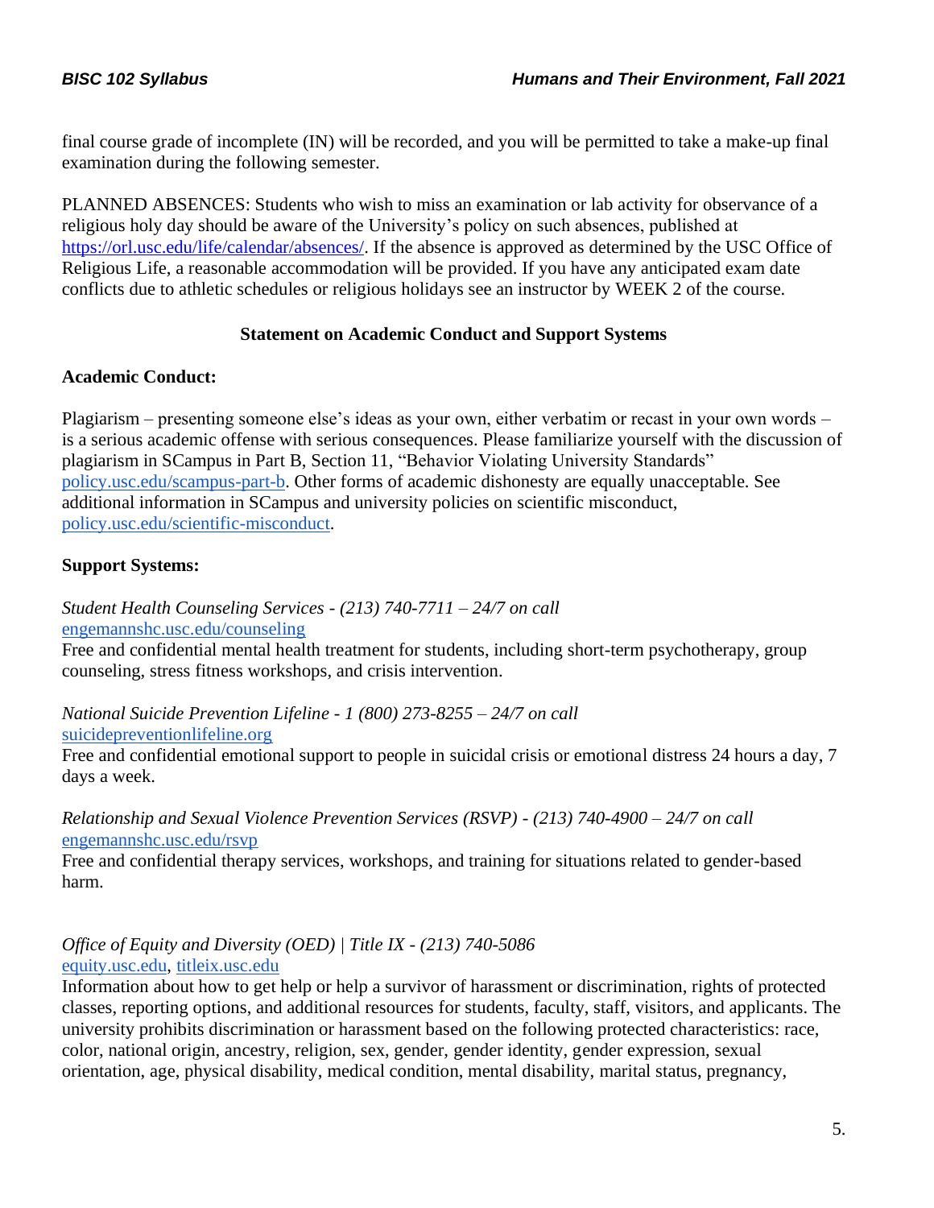final course grade of incomplete (IN) will be recorded, and you will be permitted to take a make-up final examination during the following semester.

PLANNED ABSENCES: Students who wish to miss an examination or lab activity for observance of a religious holy day should be aware of the University's policy on such absences, published at https://orl.usc.edu/life/calendar/absences/. If the absence is approved as determined by the USC Office of Religious Life, a reasonable accommodation will be provided. If you have any anticipated exam date conflicts due to athletic schedules or religious holidays see an instructor by WEEK 2 of the course.

## Statement on Academic Conduct and Support Systems

**Academic Conduct:**

Plagiarism – presenting someone else's ideas as your own, either verbatim or recast in your own words – is a serious academic offense with serious consequences. Please familiarize yourself with the discussion of plagiarism in SCampus in Part B, Section 11, "Behavior Violating University Standards" policy.usc.edu/scampus-part-b. Other forms of academic dishonesty are equally unacceptable. See additional information in SCampus and university policies on scientific misconduct, policy.usc.edu/scientific-misconduct.

**Support Systems:**

*Student Health Counseling Services - (213) 740-7711 – 24/7 on call*
engemannshc.usc.edu/counseling
Free and confidential mental health treatment for students, including short-term psychotherapy, group counseling, stress fitness workshops, and crisis intervention.

*National Suicide Prevention Lifeline - 1 (800) 273-8255 – 24/7 on call*
suicidepreventionlifeline.org
Free and confidential emotional support to people in suicidal crisis or emotional distress 24 hours a day, 7 days a week.

*Relationship and Sexual Violence Prevention Services (RSVP) - (213) 740-4900 – 24/7 on call*
engemannshc.usc.edu/rsvp
Free and confidential therapy services, workshops, and training for situations related to gender-based harm.

*Office of Equity and Diversity (OED) | Title IX - (213) 740-5086*
equity.usc.edu, titleix.usc.edu
Information about how to get help or help a survivor of harassment or discrimination, rights of protected classes, reporting options, and additional resources for students, faculty, staff, visitors, and applicants. The university prohibits discrimination or harassment based on the following protected characteristics: race, color, national origin, ancestry, religion, sex, gender, gender identity, gender expression, sexual orientation, age, physical disability, medical condition, mental disability, marital status, pregnancy,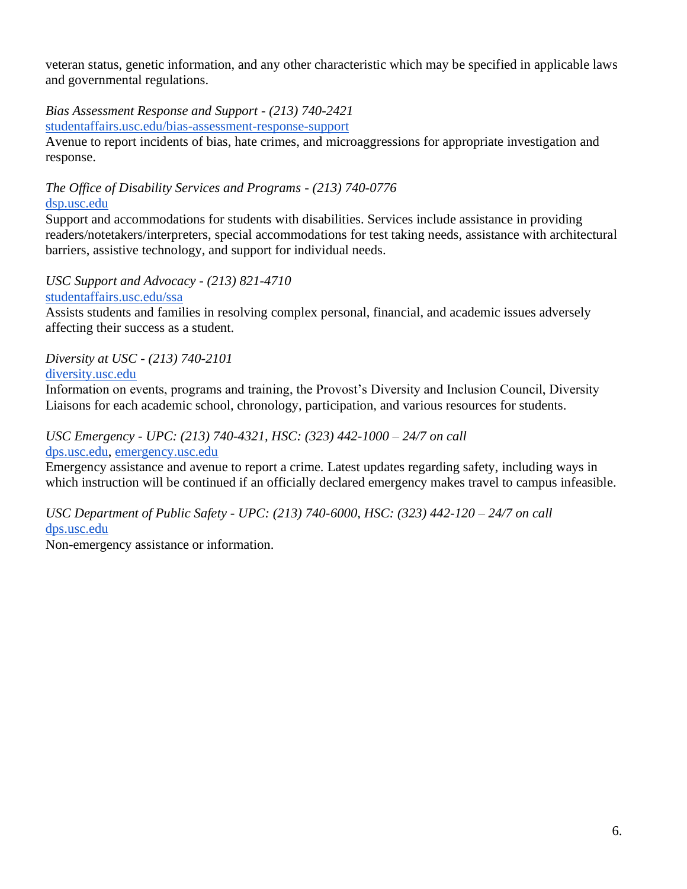veteran status, genetic information, and any other characteristic which may be specified in applicable laws and governmental regulations.

*Bias Assessment Response and Support - (213) 740-2421*
studentaffairs.usc.edu/bias-assessment-response-support
Avenue to report incidents of bias, hate crimes, and microaggressions for appropriate investigation and response.

*The Office of Disability Services and Programs - (213) 740-0776*
dsp.usc.edu
Support and accommodations for students with disabilities. Services include assistance in providing readers/notetakers/interpreters, special accommodations for test taking needs, assistance with architectural barriers, assistive technology, and support for individual needs.

*USC Support and Advocacy - (213) 821-4710*
studentaffairs.usc.edu/ssa
Assists students and families in resolving complex personal, financial, and academic issues adversely affecting their success as a student.

*Diversity at USC - (213) 740-2101*
diversity.usc.edu
Information on events, programs and training, the Provost's Diversity and Inclusion Council, Diversity Liaisons for each academic school, chronology, participation, and various resources for students.

*USC Emergency - UPC: (213) 740-4321, HSC: (323) 442-1000 – 24/7 on call*
dps.usc.edu, emergency.usc.edu
Emergency assistance and avenue to report a crime. Latest updates regarding safety, including ways in which instruction will be continued if an officially declared emergency makes travel to campus infeasible.

*USC Department of Public Safety - UPC: (213) 740-6000, HSC: (323) 442-120 – 24/7 on call*
dps.usc.edu
Non-emergency assistance or information.